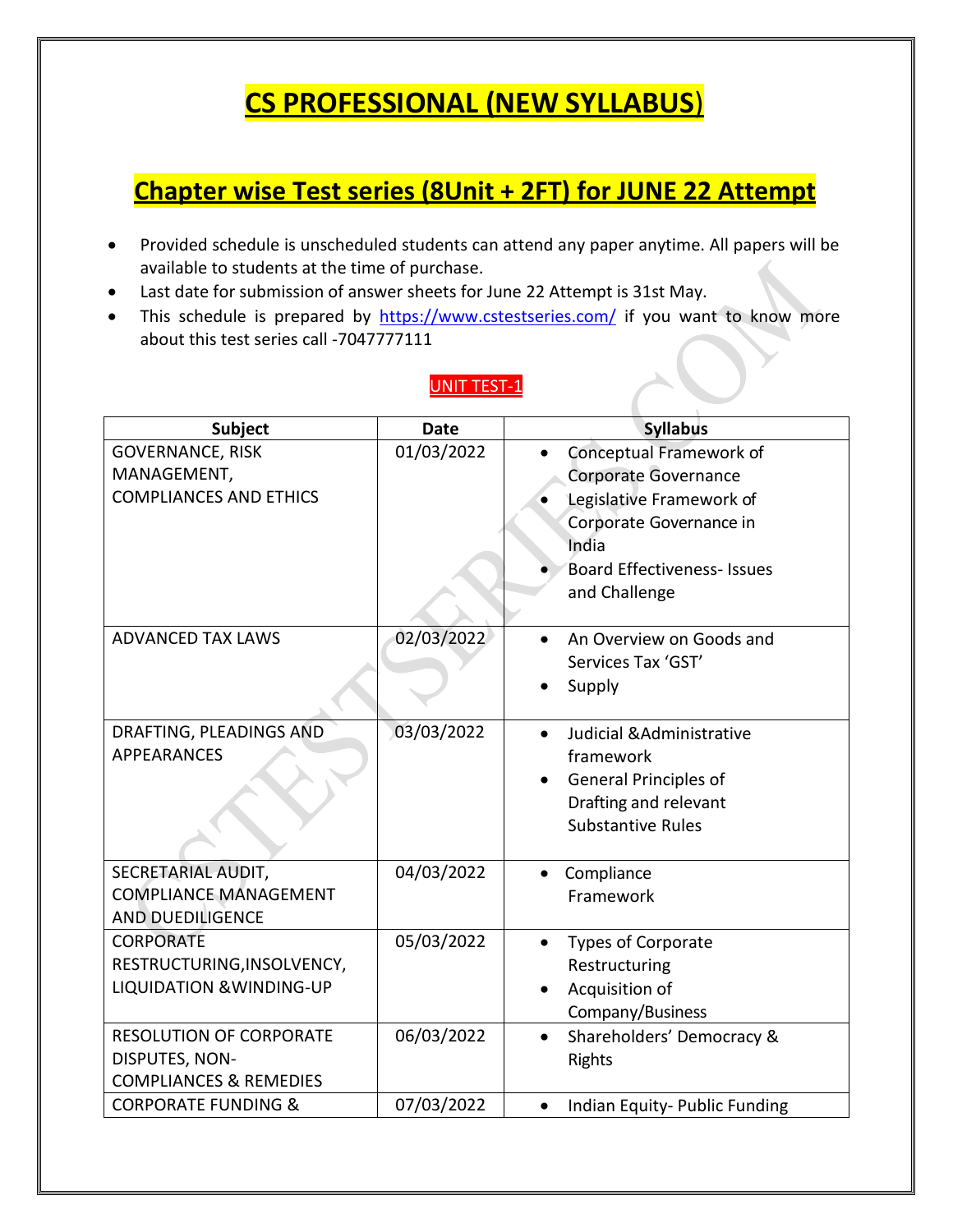# CS PROFESSIONAL (NEW SYLLABUS)

## Chapter wise Test series (8Unit + 2FT) for JUNE 22 Attempt

- Provided schedule is unscheduled students can attend any paper anytime. All papers will be available to students at the time of purchase.
- Last date for submission of answer sheets for June 22 Attempt is 31st May.
- This schedule is prepared by https://www.cstestseries.com/ if you want to know more about this test series call -7047777111

### UNIT TEST-1

| Subject | Date | Syllabus |
|---|---|---|
| GOVERNANCE, RISK MANAGEMENT, COMPLIANCES AND ETHICS | 01/03/2022 | • Conceptual Framework of Corporate Governance<br>• Legislative Framework of Corporate Governance in India<br>• Board Effectiveness- Issues and Challenge |
| ADVANCED TAX LAWS | 02/03/2022 | • An Overview on Goods and Services Tax 'GST'<br>• Supply |
| DRAFTING, PLEADINGS AND APPEARANCES | 03/03/2022 | • Judicial &Administrative framework<br>• General Principles of Drafting and relevant Substantive Rules |
| SECRETARIAL AUDIT, COMPLIANCE MANAGEMENT AND DUEDILIGENCE | 04/03/2022 | • Compliance Framework |
| CORPORATE RESTRUCTURING,INSOLVENCY, LIQUIDATION &WINDING-UP | 05/03/2022 | • Types of Corporate Restructuring<br>• Acquisition of Company/Business |
| RESOLUTION OF CORPORATE DISPUTES, NON-COMPLIANCES & REMEDIES | 06/03/2022 | • Shareholders' Democracy & Rights |
| CORPORATE FUNDING & | 07/03/2022 | • Indian Equity- Public Funding |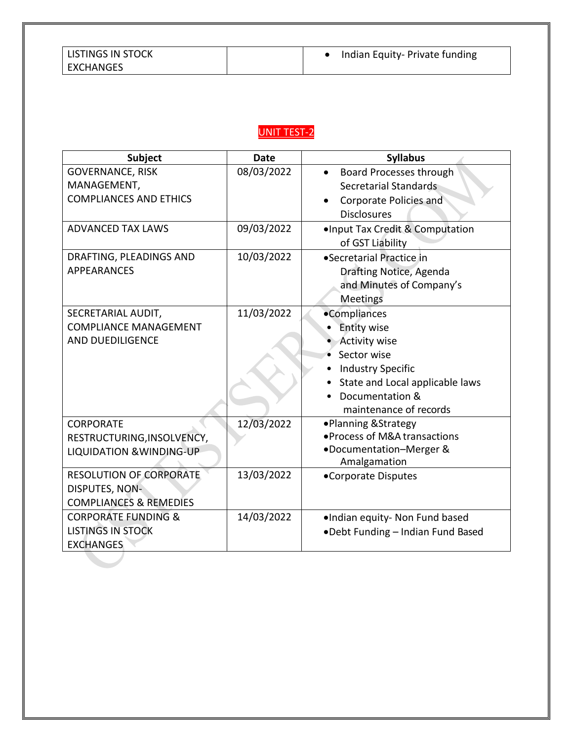| LISTINGS IN STOCK EXCHANGES | | • Indian Equity- Private funding |
|---|---|---|

## UNIT TEST-2

| Subject | Date | Syllabus |
|---|---|---|
| GOVERNANCE, RISK MANAGEMENT, COMPLIANCES AND ETHICS | 08/03/2022 | • Board Processes through Secretarial Standards<br>• Corporate Policies and Disclosures |
| ADVANCED TAX LAWS | 09/03/2022 | • Input Tax Credit & Computation of GST Liability |
| DRAFTING, PLEADINGS AND APPEARANCES | 10/03/2022 | • Secretarial Practice in Drafting Notice, Agenda and Minutes of Company's Meetings |
| SECRETARIAL AUDIT, COMPLIANCE MANAGEMENT AND DUEDILIGENCE | 11/03/2022 | • Compliances<br>• Entity wise<br>• Activity wise<br>• Sector wise<br>• Industry Specific<br>• State and Local applicable laws<br>• Documentation & maintenance of records |
| CORPORATE RESTRUCTURING, INSOLVENCY, LIQUIDATION & WINDING-UP | 12/03/2022 | • Planning & Strategy<br>• Process of M&A transactions<br>• Documentation–Merger & Amalgamation |
| RESOLUTION OF CORPORATE DISPUTES, NON-COMPLIANCES & REMEDIES | 13/03/2022 | • Corporate Disputes |
| CORPORATE FUNDING & LISTINGS IN STOCK EXCHANGES | 14/03/2022 | • Indian equity- Non Fund based<br>• Debt Funding – Indian Fund Based |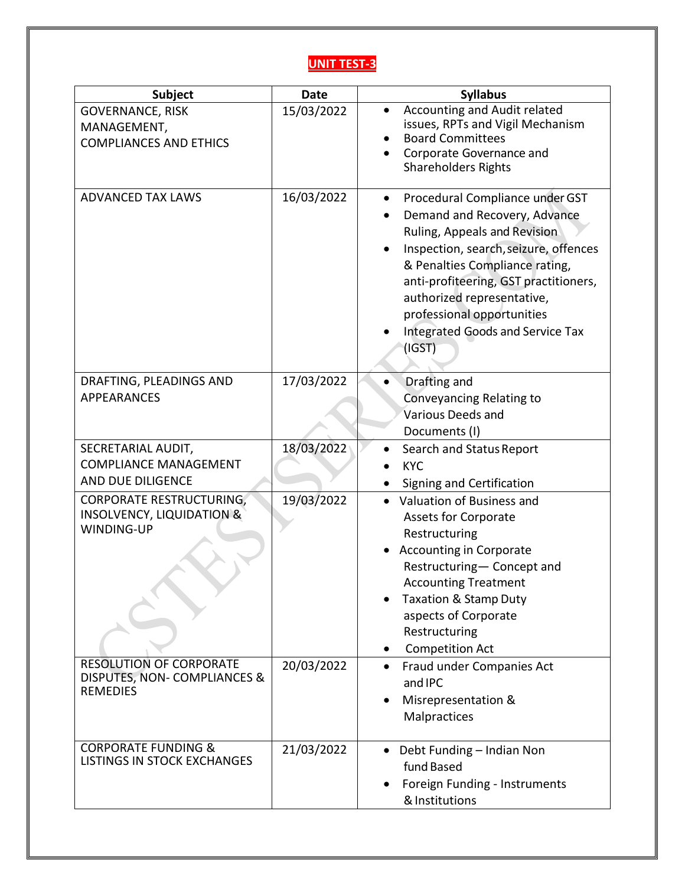## UNIT TEST-3

| Subject | Date | Syllabus |
|---|---|---|
| GOVERNANCE, RISK MANAGEMENT, COMPLIANCES AND ETHICS | 15/03/2022 | • Accounting and Audit related issues, RPTs and Vigil Mechanism<br>• Board Committees<br>• Corporate Governance and Shareholders Rights |
| ADVANCED TAX LAWS | 16/03/2022 | • Procedural Compliance under GST<br>• Demand and Recovery, Advance Ruling, Appeals and Revision<br>• Inspection, search, seizure, offences & Penalties Compliance rating, anti-profiteering, GST practitioners, authorized representative, professional opportunities<br>• Integrated Goods and Service Tax (IGST) |
| DRAFTING, PLEADINGS AND APPEARANCES | 17/03/2022 | • Drafting and Conveyancing Relating to Various Deeds and Documents (I) |
| SECRETARIAL AUDIT, COMPLIANCE MANAGEMENT AND DUE DILIGENCE | 18/03/2022 | • Search and Status Report<br>• KYC<br>• Signing and Certification |
| CORPORATE RESTRUCTURING, INSOLVENCY, LIQUIDATION & WINDING-UP | 19/03/2022 | • Valuation of Business and Assets for Corporate Restructuring<br>• Accounting in Corporate Restructuring— Concept and Accounting Treatment<br>• Taxation & Stamp Duty aspects of Corporate Restructuring<br>• Competition Act |
| RESOLUTION OF CORPORATE DISPUTES, NON- COMPLIANCES & REMEDIES | 20/03/2022 | • Fraud under Companies Act and IPC<br>• Misrepresentation & Malpractices |
| CORPORATE FUNDING & LISTINGS IN STOCK EXCHANGES | 21/03/2022 | • Debt Funding – Indian Non fund Based<br>• Foreign Funding - Instruments & Institutions |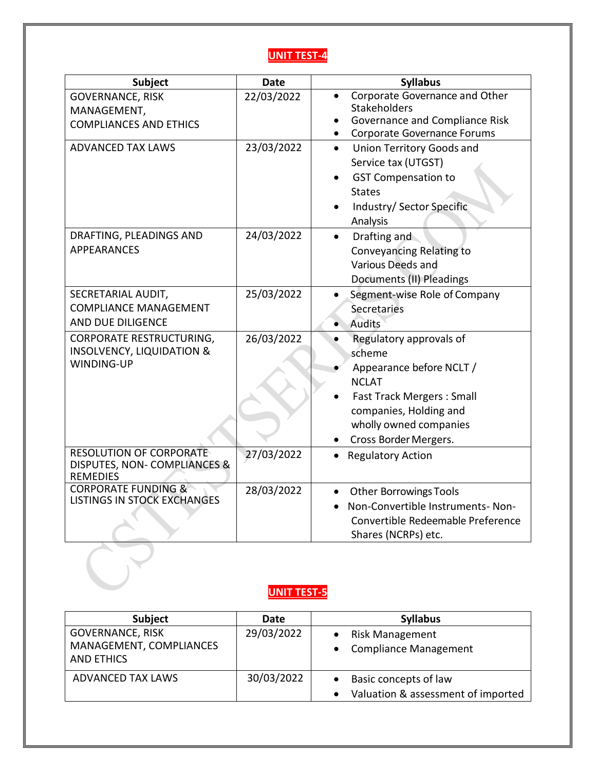## UNIT TEST-4

| Subject | Date | Syllabus |
|---|---|---|
| GOVERNANCE, RISK MANAGEMENT, COMPLIANCES AND ETHICS | 22/03/2022 | • Corporate Governance and Other Stakeholders<br>• Governance and Compliance Risk<br>• Corporate Governance Forums |
| ADVANCED TAX LAWS | 23/03/2022 | • Union Territory Goods and Service tax (UTGST)<br>• GST Compensation to States<br>• Industry/ Sector Specific Analysis |
| DRAFTING, PLEADINGS AND APPEARANCES | 24/03/2022 | • Drafting and Conveyancing Relating to Various Deeds and Documents (II) Pleadings |
| SECRETARIAL AUDIT, COMPLIANCE MANAGEMENT AND DUE DILIGENCE | 25/03/2022 | • Segment-wise Role of Company Secretaries<br>• Audits |
| CORPORATE RESTRUCTURING, INSOLVENCY, LIQUIDATION & WINDING-UP | 26/03/2022 | • Regulatory approvals of scheme<br>• Appearance before NCLT / NCLAT<br>• Fast Track Mergers : Small companies, Holding and wholly owned companies<br>• Cross Border Mergers. |
| RESOLUTION OF CORPORATE DISPUTES, NON- COMPLIANCES & REMEDIES | 27/03/2022 | • Regulatory Action |
| CORPORATE FUNDING & LISTINGS IN STOCK EXCHANGES | 28/03/2022 | • Other Borrowings Tools<br>• Non-Convertible Instruments- Non-Convertible Redeemable Preference Shares (NCRPs) etc. |

## UNIT TEST-5

| Subject | Date | Syllabus |
|---|---|---|
| GOVERNANCE, RISK MANAGEMENT, COMPLIANCES AND ETHICS | 29/03/2022 | • Risk Management<br>• Compliance Management |
| ADVANCED TAX LAWS | 30/03/2022 | • Basic concepts of law<br>• Valuation & assessment of imported |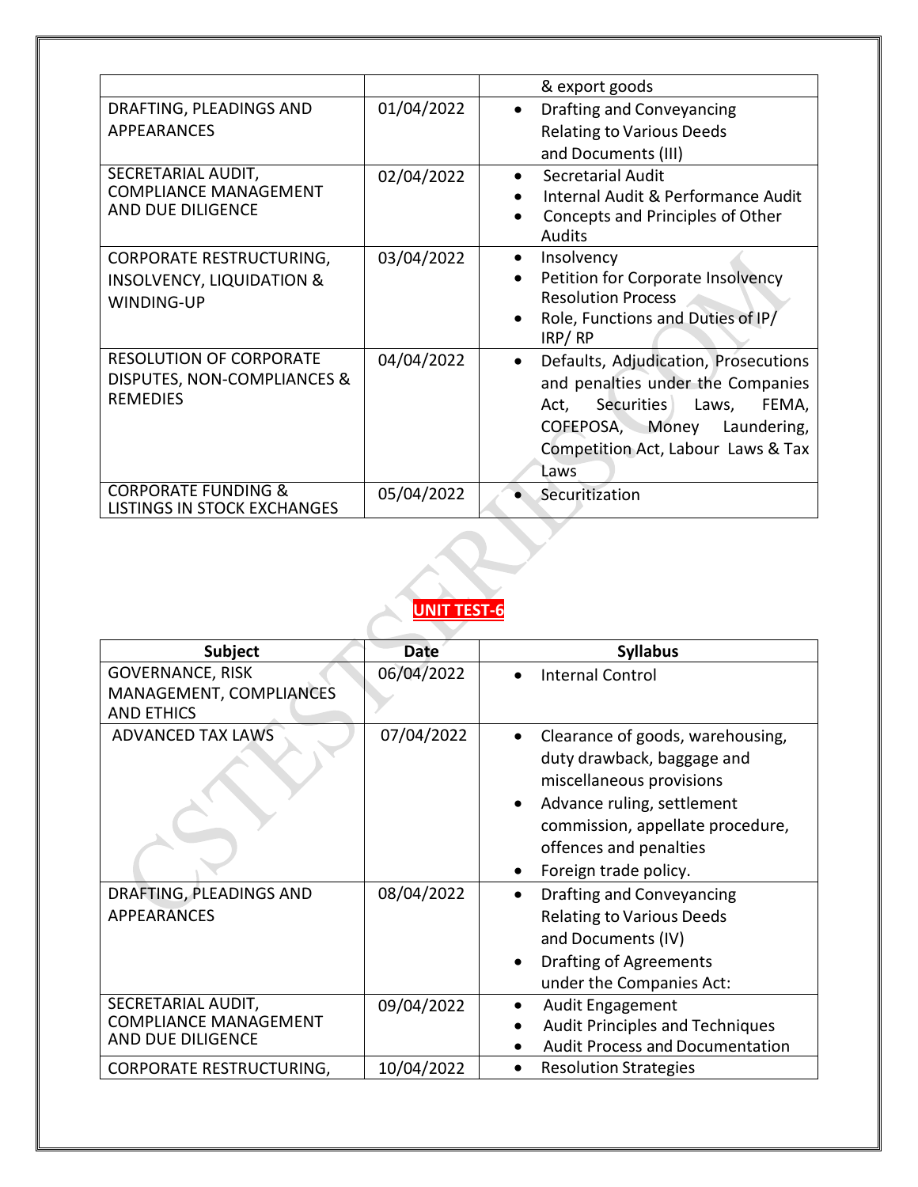| | | |
|---|---|---|
| | | & export goods |
| DRAFTING, PLEADINGS AND APPEARANCES | 01/04/2022 | • Drafting and Conveyancing Relating to Various Deeds and Documents (III) |
| SECRETARIAL AUDIT, COMPLIANCE MANAGEMENT AND DUE DILIGENCE | 02/04/2022 | • Secretarial Audit<br>• Internal Audit & Performance Audit<br>• Concepts and Principles of Other Audits |
| CORPORATE RESTRUCTURING, INSOLVENCY, LIQUIDATION & WINDING-UP | 03/04/2022 | • Insolvency<br>• Petition for Corporate Insolvency Resolution Process<br>• Role, Functions and Duties of IP/ IRP/ RP |
| RESOLUTION OF CORPORATE DISPUTES, NON-COMPLIANCES & REMEDIES | 04/04/2022 | • Defaults, Adjudication, Prosecutions and penalties under the Companies Act, Securities Laws, FEMA, COFEPOSA, Money Laundering, Competition Act, Labour Laws & Tax Laws |
| CORPORATE FUNDING & LISTINGS IN STOCK EXCHANGES | 05/04/2022 | • Securitization |

## UNIT TEST-6

| Subject | Date | Syllabus |
|---|---|---|
| GOVERNANCE, RISK MANAGEMENT, COMPLIANCES AND ETHICS | 06/04/2022 | • Internal Control |
| ADVANCED TAX LAWS | 07/04/2022 | • Clearance of goods, warehousing, duty drawback, baggage and miscellaneous provisions<br>• Advance ruling, settlement commission, appellate procedure, offences and penalties<br>• Foreign trade policy. |
| DRAFTING, PLEADINGS AND APPEARANCES | 08/04/2022 | • Drafting and Conveyancing Relating to Various Deeds and Documents (IV)<br>• Drafting of Agreements under the Companies Act: |
| SECRETARIAL AUDIT, COMPLIANCE MANAGEMENT AND DUE DILIGENCE | 09/04/2022 | • Audit Engagement<br>• Audit Principles and Techniques<br>• Audit Process and Documentation |
| CORPORATE RESTRUCTURING, | 10/04/2022 | • Resolution Strategies |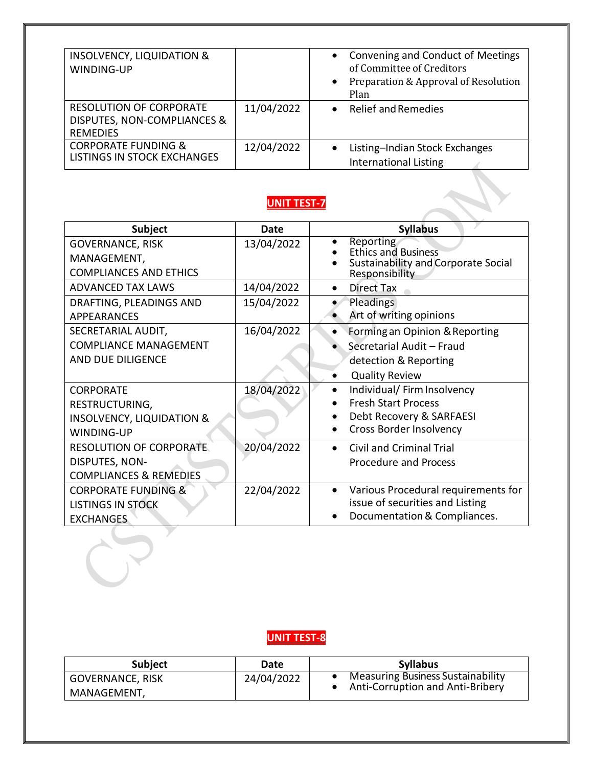| | | |
|---|---|---|
| INSOLVENCY, LIQUIDATION & WINDING-UP | | • Convening and Conduct of Meetings of Committee of Creditors<br>• Preparation & Approval of Resolution Plan |
| RESOLUTION OF CORPORATE DISPUTES, NON-COMPLIANCES & REMEDIES | 11/04/2022 | • Relief and Remedies |
| CORPORATE FUNDING & LISTINGS IN STOCK EXCHANGES | 12/04/2022 | • Listing–Indian Stock Exchanges International Listing |

## UNIT TEST-7

| Subject | Date | Syllabus |
|---|---|---|
| GOVERNANCE, RISK MANAGEMENT, COMPLIANCES AND ETHICS | 13/04/2022 | • Reporting<br>• Ethics and Business<br>• Sustainability and Corporate Social Responsibility |
| ADVANCED TAX LAWS | 14/04/2022 | • Direct Tax |
| DRAFTING, PLEADINGS AND APPEARANCES | 15/04/2022 | • Pleadings<br>• Art of writing opinions |
| SECRETARIAL AUDIT, COMPLIANCE MANAGEMENT AND DUE DILIGENCE | 16/04/2022 | • Forming an Opinion & Reporting<br>• Secretarial Audit – Fraud detection & Reporting<br>• Quality Review |
| CORPORATE RESTRUCTURING, INSOLVENCY, LIQUIDATION & WINDING-UP | 18/04/2022 | • Individual/ Firm Insolvency<br>• Fresh Start Process<br>• Debt Recovery & SARFAESI<br>• Cross Border Insolvency |
| RESOLUTION OF CORPORATE DISPUTES, NON-COMPLIANCES & REMEDIES | 20/04/2022 | • Civil and Criminal Trial Procedure and Process |
| CORPORATE FUNDING & LISTINGS IN STOCK EXCHANGES | 22/04/2022 | • Various Procedural requirements for issue of securities and Listing<br>• Documentation & Compliances. |

## UNIT TEST-8

| Subject | Date | Syllabus |
|---|---|---|
| GOVERNANCE, RISK MANAGEMENT, | 24/04/2022 | • Measuring Business Sustainability<br>• Anti-Corruption and Anti-Bribery |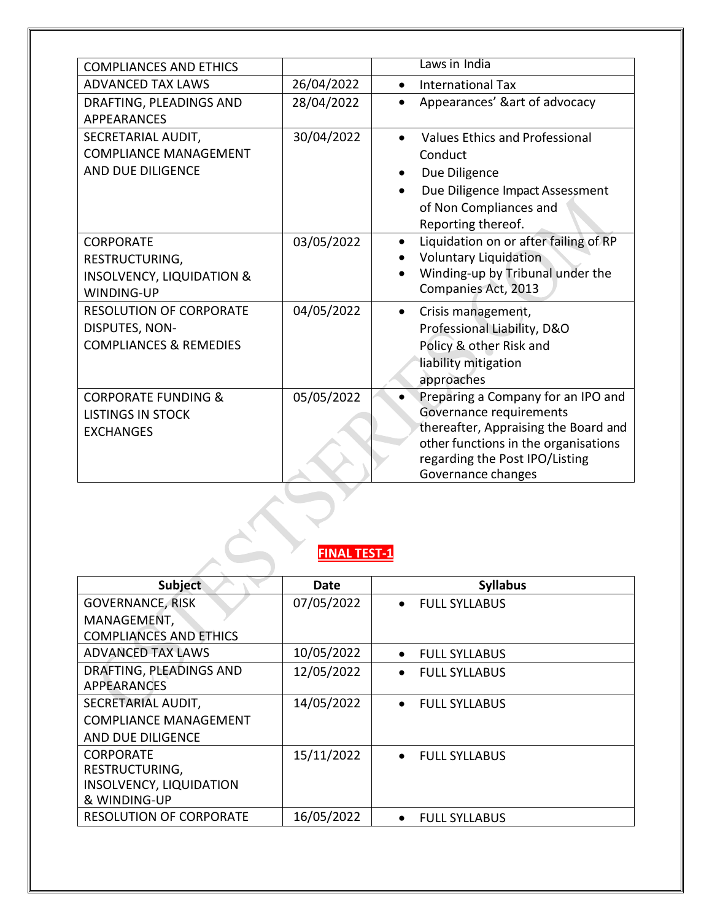| COMPLIANCES AND ETHICS | | Laws in India |
|---|---|---|
| ADVANCED TAX LAWS | 26/04/2022 | • International Tax |
| DRAFTING, PLEADINGS AND APPEARANCES | 28/04/2022 | • Appearances' &art of advocacy |
| SECRETARIAL AUDIT, COMPLIANCE MANAGEMENT AND DUE DILIGENCE | 30/04/2022 | • Values Ethics and Professional Conduct<br>• Due Diligence<br>• Due Diligence Impact Assessment of Non Compliances and Reporting thereof. |
| CORPORATE RESTRUCTURING, INSOLVENCY, LIQUIDATION & WINDING-UP | 03/05/2022 | • Liquidation on or after failing of RP<br>• Voluntary Liquidation<br>• Winding-up by Tribunal under the Companies Act, 2013 |
| RESOLUTION OF CORPORATE DISPUTES, NON-COMPLIANCES & REMEDIES | 04/05/2022 | • Crisis management, Professional Liability, D&O Policy & other Risk and liability mitigation approaches |
| CORPORATE FUNDING & LISTINGS IN STOCK EXCHANGES | 05/05/2022 | • Preparing a Company for an IPO and Governance requirements thereafter, Appraising the Board and other functions in the organisations regarding the Post IPO/Listing Governance changes |

**FINAL TEST-1**

| Subject | Date | Syllabus |
|---|---|---|
| GOVERNANCE, RISK MANAGEMENT, COMPLIANCES AND ETHICS | 07/05/2022 | • FULL SYLLABUS |
| ADVANCED TAX LAWS | 10/05/2022 | • FULL SYLLABUS |
| DRAFTING, PLEADINGS AND APPEARANCES | 12/05/2022 | • FULL SYLLABUS |
| SECRETARIAL AUDIT, COMPLIANCE MANAGEMENT AND DUE DILIGENCE | 14/05/2022 | • FULL SYLLABUS |
| CORPORATE RESTRUCTURING, INSOLVENCY, LIQUIDATION & WINDING-UP | 15/11/2022 | • FULL SYLLABUS |
| RESOLUTION OF CORPORATE | 16/05/2022 | • FULL SYLLABUS |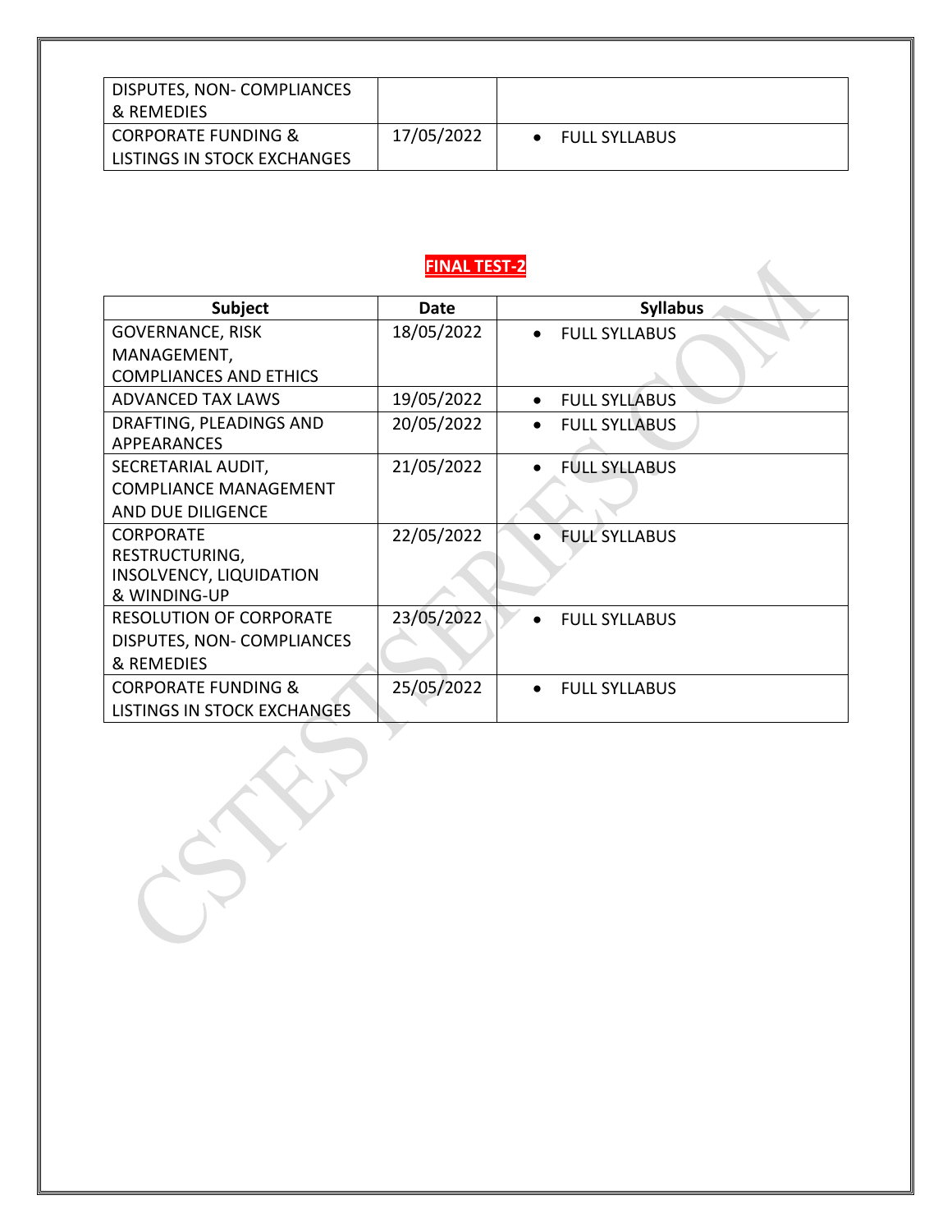| | | |
|---|---|---|
| DISPUTES, NON- COMPLIANCES & REMEDIES | | |
| CORPORATE FUNDING & LISTINGS IN STOCK EXCHANGES | 17/05/2022 | • FULL SYLLABUS |

## FINAL TEST-2

| Subject | Date | Syllabus |
|---|---|---|
| GOVERNANCE, RISK MANAGEMENT, COMPLIANCES AND ETHICS | 18/05/2022 | • FULL SYLLABUS |
| ADVANCED TAX LAWS | 19/05/2022 | • FULL SYLLABUS |
| DRAFTING, PLEADINGS AND APPEARANCES | 20/05/2022 | • FULL SYLLABUS |
| SECRETARIAL AUDIT, COMPLIANCE MANAGEMENT AND DUE DILIGENCE | 21/05/2022 | • FULL SYLLABUS |
| CORPORATE RESTRUCTURING, INSOLVENCY, LIQUIDATION & WINDING-UP | 22/05/2022 | • FULL SYLLABUS |
| RESOLUTION OF CORPORATE DISPUTES, NON- COMPLIANCES & REMEDIES | 23/05/2022 | • FULL SYLLABUS |
| CORPORATE FUNDING & LISTINGS IN STOCK EXCHANGES | 25/05/2022 | • FULL SYLLABUS |